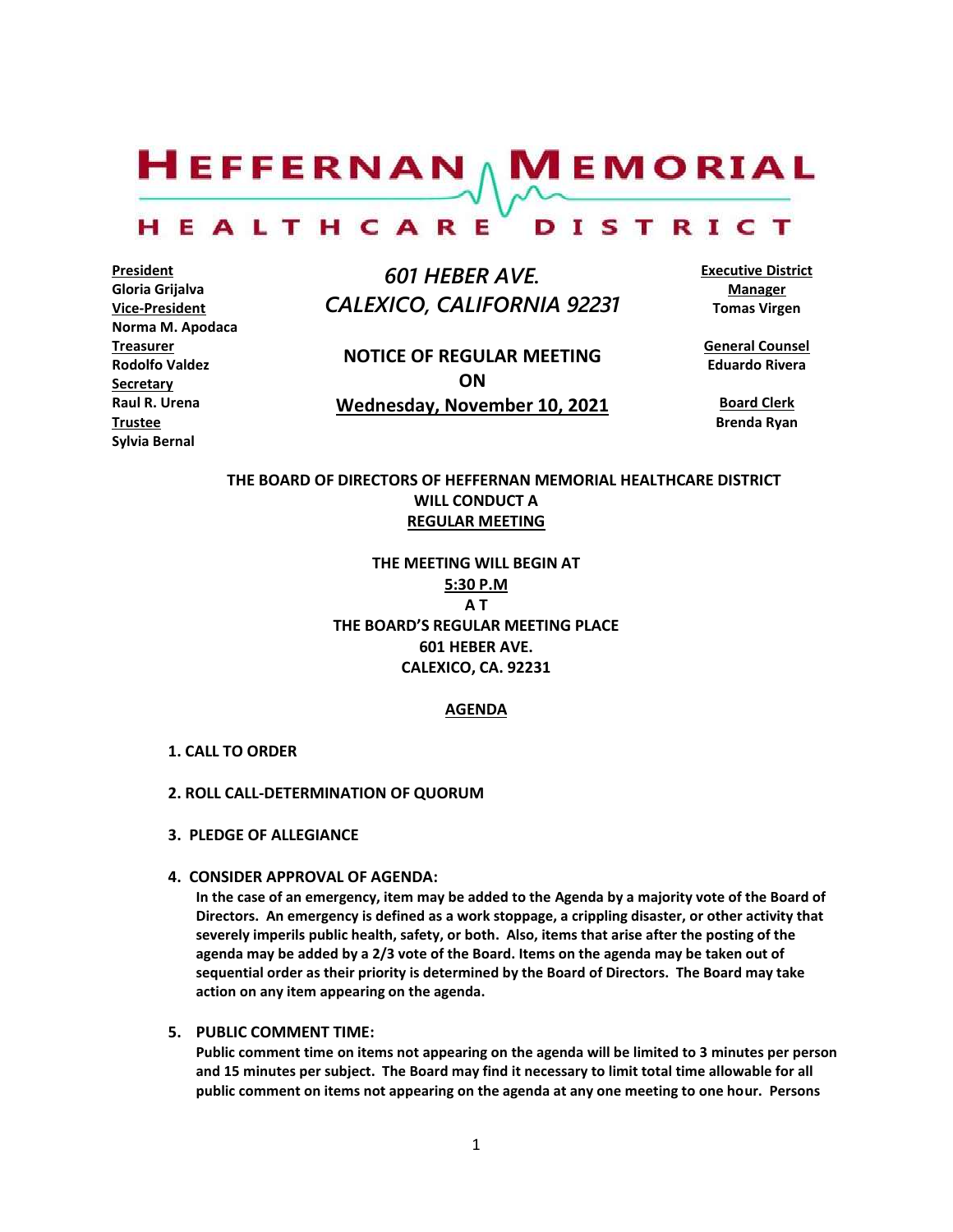# HEFFERNAN MEMORIAL HEALTHCARE DISTRICT

**President**
Gloria Grijalva
**Vice-President**
Norma M. Apodaca
**Treasurer**
Rodolfo Valdez
**Secretary**
Raul R. Urena
**Trustee**
Sylvia Bernal

*601 HEBER AVE.*
*CALEXICO, CALIFORNIA 92231*

**NOTICE OF REGULAR MEETING**
**ON**
**Wednesday, November 10, 2021**

**Executive District Manager**
Tomas Virgen

**General Counsel**
Eduardo Rivera

**Board Clerk**
Brenda Ryan

**THE BOARD OF DIRECTORS OF HEFFERNAN MEMORIAL HEALTHCARE DISTRICT WILL CONDUCT A REGULAR MEETING**

**THE MEETING WILL BEGIN AT**
**5:30 P.M**
**A T**
**THE BOARD'S REGULAR MEETING PLACE**
**601 HEBER AVE.**
**CALEXICO, CA. 92231**

## AGENDA

**1. CALL TO ORDER**

**2. ROLL CALL-DETERMINATION OF QUORUM**

**3. PLEDGE OF ALLEGIANCE**

**4. CONSIDER APPROVAL OF AGENDA:**
**In the case of an emergency, item may be added to the Agenda by a majority vote of the Board of Directors. An emergency is defined as a work stoppage, a crippling disaster, or other activity that severely imperils public health, safety, or both. Also, items that arise after the posting of the agenda may be added by a 2/3 vote of the Board. Items on the agenda may be taken out of sequential order as their priority is determined by the Board of Directors. The Board may take action on any item appearing on the agenda.**

**5. PUBLIC COMMENT TIME:**
**Public comment time on items not appearing on the agenda will be limited to 3 minutes per person and 15 minutes per subject. The Board may find it necessary to limit total time allowable for all public comment on items not appearing on the agenda at any one meeting to one hour. Persons**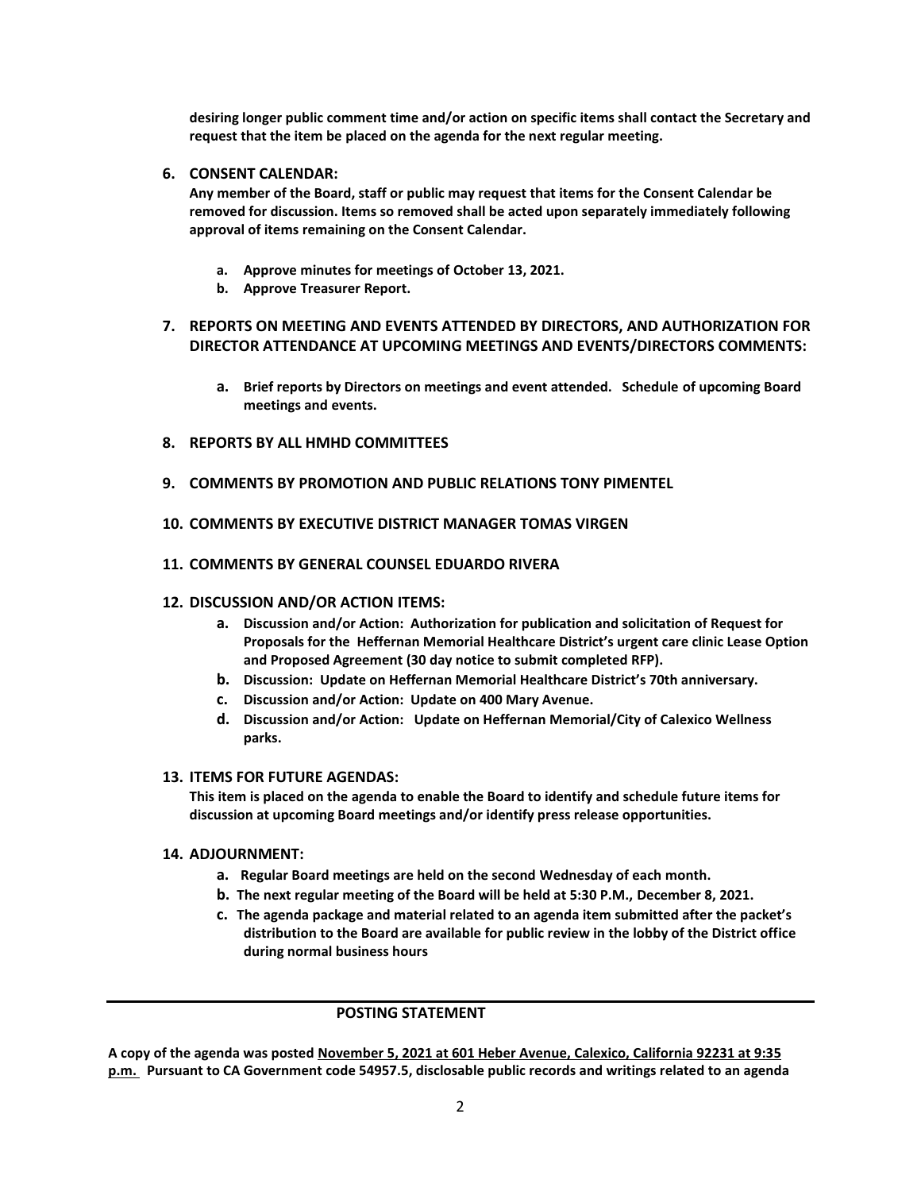**desiring longer public comment time and/or action on specific items shall contact the Secretary and request that the item be placed on the agenda for the next regular meeting.**

6. **CONSENT CALENDAR:**

   **Any member of the Board, staff or public may request that items for the Consent Calendar be removed for discussion. Items so removed shall be acted upon separately immediately following approval of items remaining on the Consent Calendar.**

   a. **Approve minutes for meetings of October 13, 2021.**
   b. **Approve Treasurer Report.**

7. **REPORTS ON MEETING AND EVENTS ATTENDED BY DIRECTORS, AND AUTHORIZATION FOR DIRECTOR ATTENDANCE AT UPCOMING MEETINGS AND EVENTS/DIRECTORS COMMENTS:**

   a. **Brief reports by Directors on meetings and event attended. Schedule of upcoming Board meetings and events.**

8. **REPORTS BY ALL HMHD COMMITTEES**

9. **COMMENTS BY PROMOTION AND PUBLIC RELATIONS TONY PIMENTEL**

10. **COMMENTS BY EXECUTIVE DISTRICT MANAGER TOMAS VIRGEN**

11. **COMMENTS BY GENERAL COUNSEL EDUARDO RIVERA**

12. **DISCUSSION AND/OR ACTION ITEMS:**

    a. **Discussion and/or Action: Authorization for publication and solicitation of Request for Proposals for the Heffernan Memorial Healthcare District's urgent care clinic Lease Option and Proposed Agreement (30 day notice to submit completed RFP).**
    b. **Discussion: Update on Heffernan Memorial Healthcare District's 70th anniversary.**
    c. **Discussion and/or Action: Update on 400 Mary Avenue.**
    d. **Discussion and/or Action: Update on Heffernan Memorial/City of Calexico Wellness parks.**

13. **ITEMS FOR FUTURE AGENDAS:**

    **This item is placed on the agenda to enable the Board to identify and schedule future items for discussion at upcoming Board meetings and/or identify press release opportunities.**

14. **ADJOURNMENT:**

    a. **Regular Board meetings are held on the second Wednesday of each month.**
    b. **The next regular meeting of the Board will be held at 5:30 P.M., December 8, 2021.**
    c. **The agenda package and material related to an agenda item submitted after the packet's distribution to the Board are available for public review in the lobby of the District office during normal business hours**

---

**POSTING STATEMENT**

**A copy of the agenda was posted <u>November 5, 2021 at 601 Heber Avenue, Calexico, California 92231 at 9:35 p.m.</u> Pursuant to CA Government code 54957.5, disclosable public records and writings related to an agenda**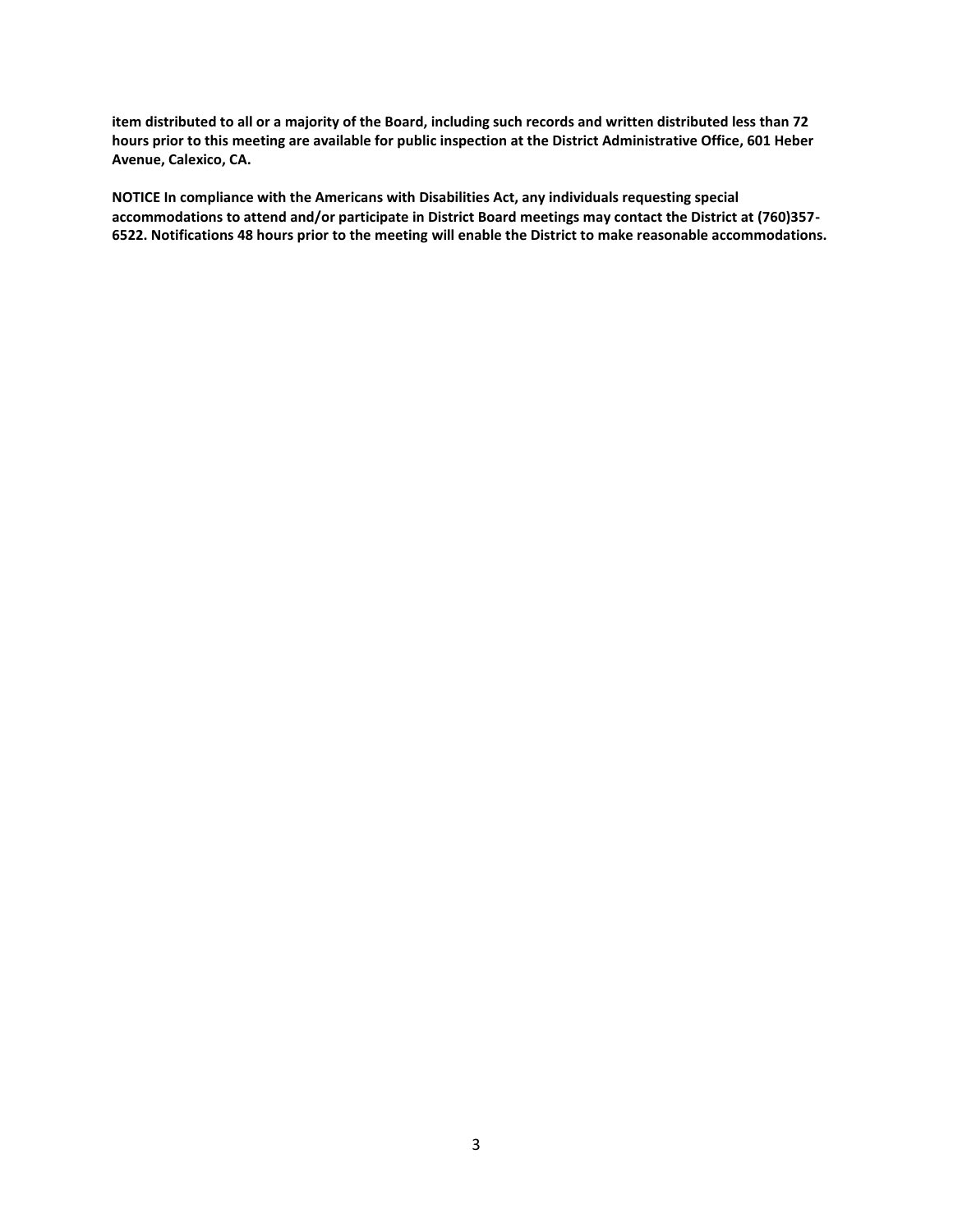**item distributed to all or a majority of the Board, including such records and written distributed less than 72 hours prior to this meeting are available for public inspection at the District Administrative Office, 601 Heber Avenue, Calexico, CA.**

**NOTICE In compliance with the Americans with Disabilities Act, any individuals requesting special accommodations to attend and/or participate in District Board meetings may contact the District at (760)357-6522. Notifications 48 hours prior to the meeting will enable the District to make reasonable accommodations.**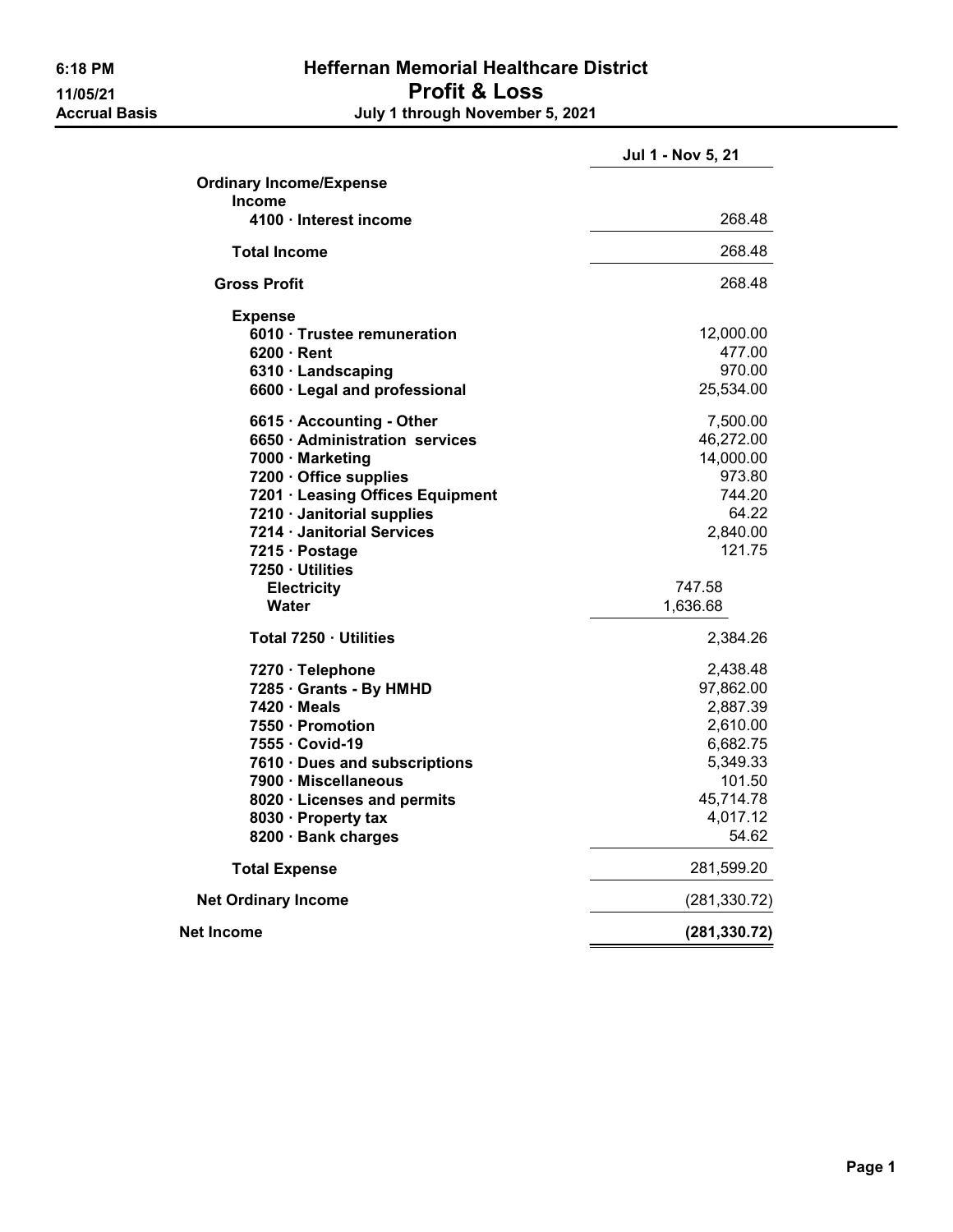**6:18 PM**
**11/05/21**
**Accrual Basis**

# Heffernan Memorial Healthcare District

## Profit & Loss

### July 1 through November 5, 2021

| | Jul 1 - Nov 5, 21 | |
|---|---|---|
| **Ordinary Income/Expense** | | |
| **Income** | | |
| **4100 · Interest income** | | 268.48 |
| **Total Income** | | 268.48 |
| **Gross Profit** | | 268.48 |
| **Expense** | | |
| **6010 · Trustee remuneration** | | 12,000.00 |
| **6200 · Rent** | | 477.00 |
| **6310 · Landscaping** | | 970.00 |
| **6600 · Legal and professional** | | 25,534.00 |
| **6615 · Accounting - Other** | | 7,500.00 |
| **6650 · Administration services** | | 46,272.00 |
| **7000 · Marketing** | | 14,000.00 |
| **7200 · Office supplies** | | 973.80 |
| **7201 · Leasing Offices Equipment** | | 744.20 |
| **7210 · Janitorial supplies** | | 64.22 |
| **7214 · Janitorial Services** | | 2,840.00 |
| **7215 · Postage** | | 121.75 |
| **7250 · Utilities** | | |
| **Electricity** | 747.58 | |
| **Water** | 1,636.68 | |
| **Total 7250 · Utilities** | | 2,384.26 |
| **7270 · Telephone** | | 2,438.48 |
| **7285 · Grants - By HMHD** | | 97,862.00 |
| **7420 · Meals** | | 2,887.39 |
| **7550 · Promotion** | | 2,610.00 |
| **7555 · Covid-19** | | 6,682.75 |
| **7610 · Dues and subscriptions** | | 5,349.33 |
| **7900 · Miscellaneous** | | 101.50 |
| **8020 · Licenses and permits** | | 45,714.78 |
| **8030 · Property tax** | | 4,017.12 |
| **8200 · Bank charges** | | 54.62 |
| **Total Expense** | | 281,599.20 |
| **Net Ordinary Income** | | (281,330.72) |
| **Net Income** | | **(281,330.72)** |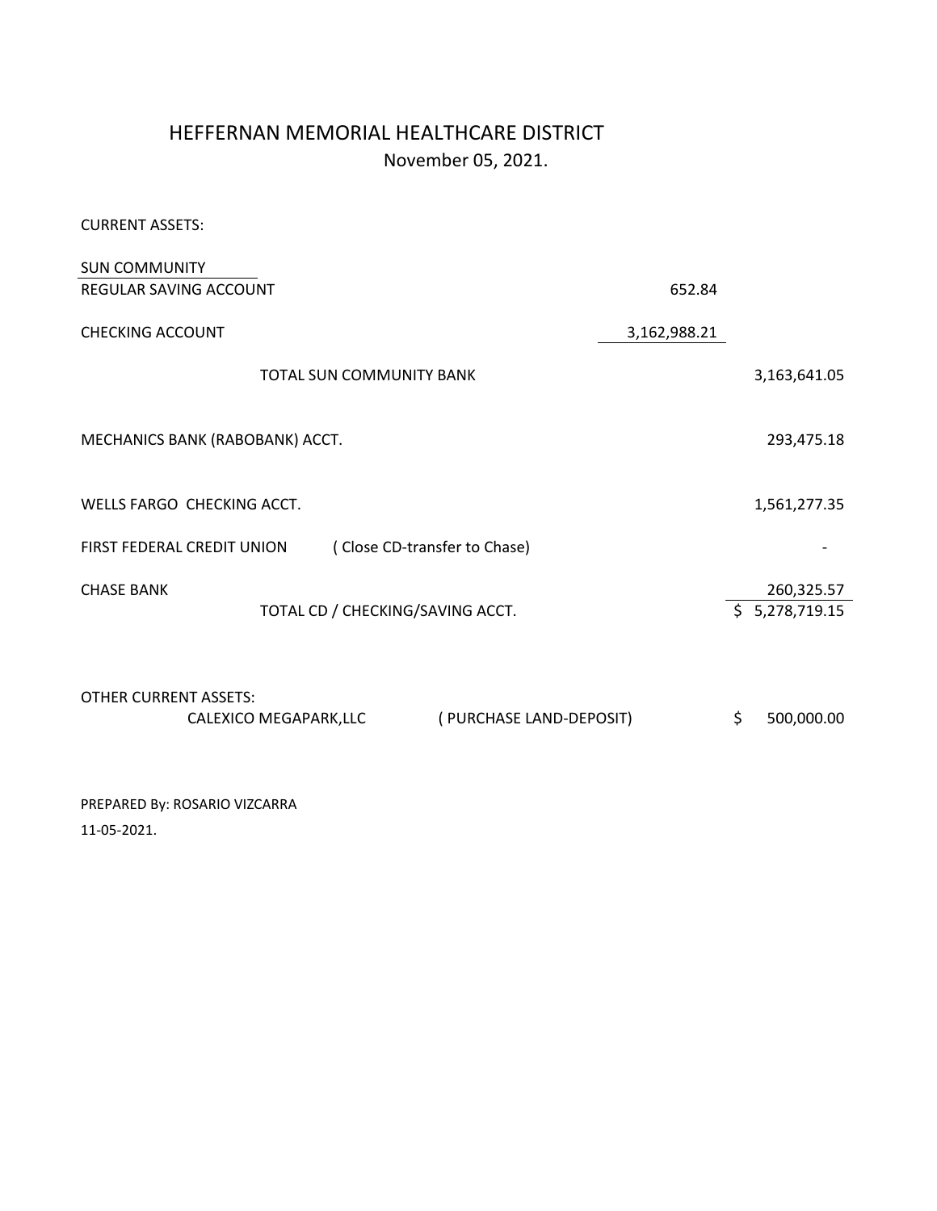# HEFFERNAN MEMORIAL HEALTHCARE DISTRICT

November 05, 2021.

CURRENT ASSETS:

| | | | |
|---|---|---|---|
| SUN COMMUNITY | | | |
| REGULAR SAVING ACCOUNT | | 652.84 | |
| CHECKING ACCOUNT | | 3,162,988.21 | |
| | TOTAL SUN COMMUNITY BANK | | 3,163,641.05 |
| MECHANICS BANK (RABOBANK) ACCT. | | | 293,475.18 |
| WELLS FARGO CHECKING ACCT. | | | 1,561,277.35 |
| FIRST FEDERAL CREDIT UNION | ( Close CD-transfer to Chase) | | - |
| CHASE BANK | | | 260,325.57 |
| | TOTAL CD / CHECKING/SAVING ACCT. | | $ 5,278,719.15 |

OTHER CURRENT ASSETS:

| | | |
|---|---|---|
| CALEXICO MEGAPARK,LLC | ( PURCHASE LAND-DEPOSIT) | $ 500,000.00 |

PREPARED By: ROSARIO VIZCARRA

11-05-2021.